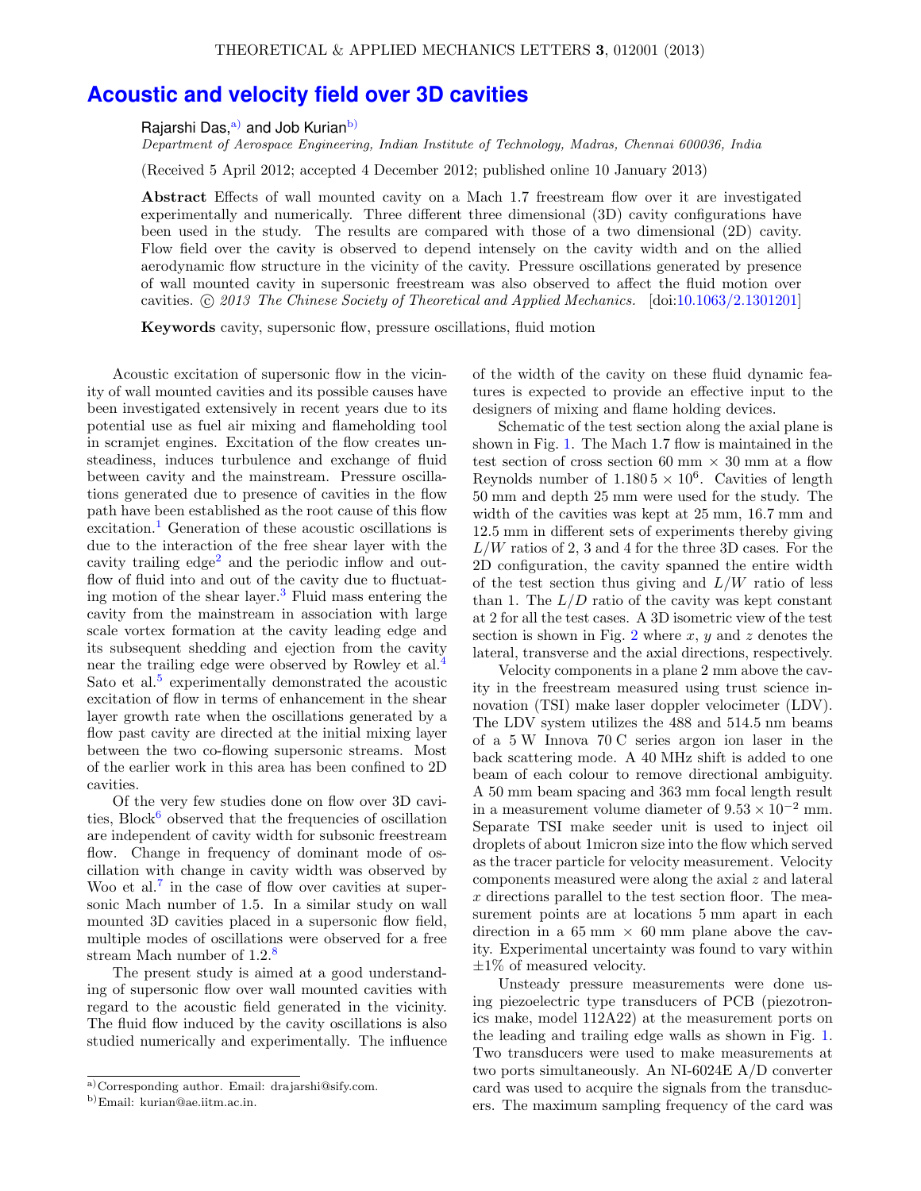# Acoustic and velocity field over 3D cavities

Rajarshi Das,[a)] and Job Kurian[b)]

*Department of Aerospace Engineering, Indian Institute of Technology, Madras, Chennai 600036, India*

(Received 5 April 2012; accepted 4 December 2012; published online 10 January 2013)

**Abstract** Effects of wall mounted cavity on a Mach 1.7 freestream flow over it are investigated experimentally and numerically. Three different three dimensional (3D) cavity configurations have been used in the study. The results are compared with those of a two dimensional (2D) cavity. Flow field over the cavity is observed to depend intensely on the cavity width and on the allied aerodynamic flow structure in the vicinity of the cavity. Pressure oscillations generated by presence of wall mounted cavity in supersonic freestream was also observed to affect the fluid motion over cavities. © *2013 The Chinese Society of Theoretical and Applied Mechanics.* [doi:10.1063/2.1301201]

**Keywords** cavity, supersonic flow, pressure oscillations, fluid motion

Acoustic excitation of supersonic flow in the vicinity of wall mounted cavities and its possible causes have been investigated extensively in recent years due to its potential use as fuel air mixing and flameholding tool in scramjet engines. Excitation of the flow creates unsteadiness, induces turbulence and exchange of fluid between cavity and the mainstream. Pressure oscillations generated due to presence of cavities in the flow path have been established as the root cause of this flow excitation.[1] Generation of these acoustic oscillations is due to the interaction of the free shear layer with the cavity trailing edge[2] and the periodic inflow and outflow of fluid into and out of the cavity due to fluctuating motion of the shear layer.[3] Fluid mass entering the cavity from the mainstream in association with large scale vortex formation at the cavity leading edge and its subsequent shedding and ejection from the cavity near the trailing edge were observed by Rowley et al.[4] Sato et al.[5] experimentally demonstrated the acoustic excitation of flow in terms of enhancement in the shear layer growth rate when the oscillations generated by a flow past cavity are directed at the initial mixing layer between the two co-flowing supersonic streams. Most of the earlier work in this area has been confined to 2D cavities.

Of the very few studies done on flow over 3D cavities, Block[6] observed that the frequencies of oscillation are independent of cavity width for subsonic freestream flow. Change in frequency of dominant mode of oscillation with change in cavity width was observed by Woo et al.[7] in the case of flow over cavities at supersonic Mach number of 1.5. In a similar study on wall mounted 3D cavities placed in a supersonic flow field, multiple modes of oscillations were observed for a free stream Mach number of 1.2.[8]

The present study is aimed at a good understanding of supersonic flow over wall mounted cavities with regard to the acoustic field generated in the vicinity. The fluid flow induced by the cavity oscillations is also studied numerically and experimentally. The influence of the width of the cavity on these fluid dynamic features is expected to provide an effective input to the designers of mixing and flame holding devices.

Schematic of the test section along the axial plane is shown in Fig. 1. The Mach 1.7 flow is maintained in the test section of cross section 60 mm × 30 mm at a flow Reynolds number of $1.1805 \times 10^6$. Cavities of length 50 mm and depth 25 mm were used for the study. The width of the cavities was kept at 25 mm, 16.7 mm and 12.5 mm in different sets of experiments thereby giving $L/W$ ratios of 2, 3 and 4 for the three 3D cases. For the 2D configuration, the cavity spanned the entire width of the test section thus giving and $L/W$ ratio of less than 1. The $L/D$ ratio of the cavity was kept constant at 2 for all the test cases. A 3D isometric view of the test section is shown in Fig. 2 where $x$, $y$ and $z$ denotes the lateral, transverse and the axial directions, respectively.

Velocity components in a plane 2 mm above the cavity in the freestream measured using trust science innovation (TSI) make laser doppler velocimeter (LDV). The LDV system utilizes the 488 and 514.5 nm beams of a 5 W Innova 70 C series argon ion laser in the back scattering mode. A 40 MHz shift is added to one beam of each colour to remove directional ambiguity. A 50 mm beam spacing and 363 mm focal length result in a measurement volume diameter of $9.53 \times 10^{-2}$ mm. Separate TSI make seeder unit is used to inject oil droplets of about 1micron size into the flow which served as the tracer particle for velocity measurement. Velocity components measured were along the axial $z$ and lateral $x$ directions parallel to the test section floor. The measurement points are at locations 5 mm apart in each direction in a 65 mm × 60 mm plane above the cavity. Experimental uncertainty was found to vary within ±1% of measured velocity.

Unsteady pressure measurements were done using piezoelectric type transducers of PCB (piezotronics make, model 112A22) at the measurement ports on the leading and trailing edge walls as shown in Fig. 1. Two transducers were used to make measurements at two ports simultaneously. An NI-6024E A/D converter card was used to acquire the signals from the transducers. The maximum sampling frequency of the card was

a) Corresponding author. Email: drajarshi@sify.com.

b) Email: kurian@ae.iitm.ac.in.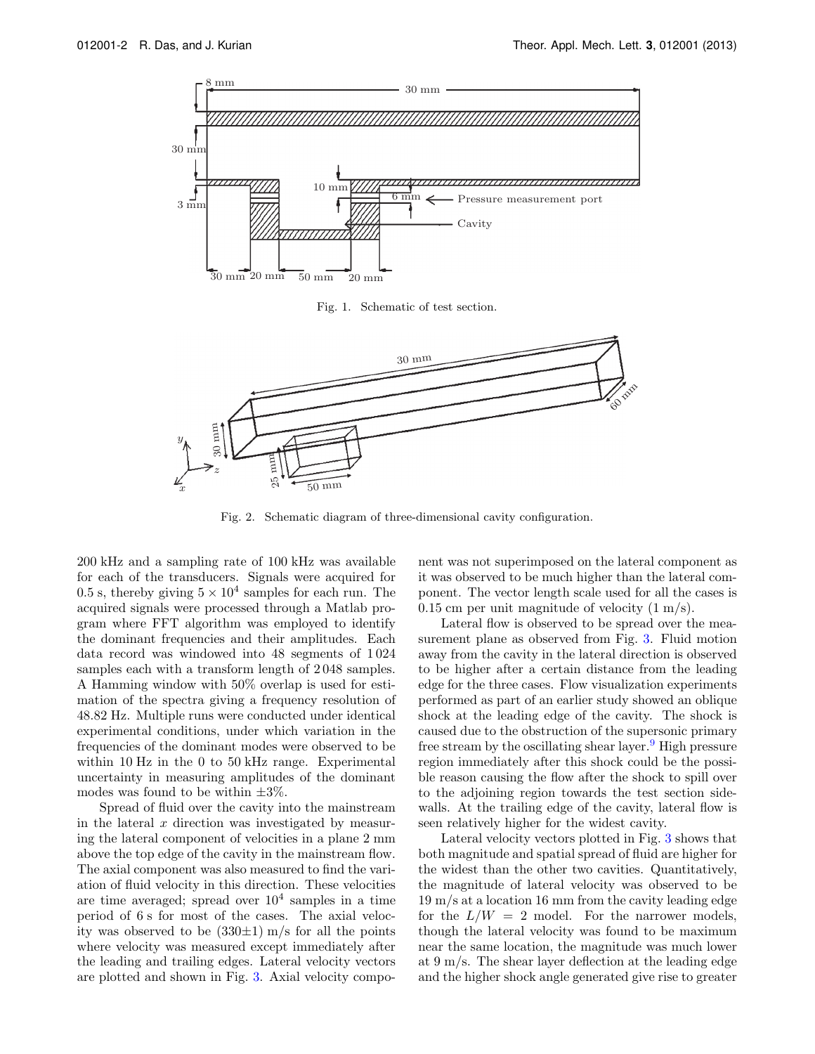Fig. 1. Schematic of test section.

Fig. 2. Schematic diagram of three-dimensional cavity configuration.

200 kHz and a sampling rate of 100 kHz was available for each of the transducers. Signals were acquired for 0.5 s, thereby giving $5 \times 10^4$ samples for each run. The acquired signals were processed through a Matlab program where FFT algorithm was employed to identify the dominant frequencies and their amplitudes. Each data record was windowed into 48 segments of 1 024 samples each with a transform length of 2 048 samples. A Hamming window with 50% overlap is used for estimation of the spectra giving a frequency resolution of 48.82 Hz. Multiple runs were conducted under identical experimental conditions, under which variation in the frequencies of the dominant modes were observed to be within 10 Hz in the 0 to 50 kHz range. Experimental uncertainty in measuring amplitudes of the dominant modes was found to be within $\pm 3\%$.

Spread of fluid over the cavity into the mainstream in the lateral $x$ direction was investigated by measuring the lateral component of velocities in a plane 2 mm above the top edge of the cavity in the mainstream flow. The axial component was also measured to find the variation of fluid velocity in this direction. These velocities are time averaged; spread over $10^4$ samples in a time period of 6 s for most of the cases. The axial velocity was observed to be $(330 \pm 1)$ m/s for all the points where velocity was measured except immediately after the leading and trailing edges. Lateral velocity vectors are plotted and shown in Fig. 3. Axial velocity component was not superimposed on the lateral component as it was observed to be much higher than the lateral component. The vector length scale used for all the cases is 0.15 cm per unit magnitude of velocity (1 m/s).

Lateral flow is observed to be spread over the measurement plane as observed from Fig. 3. Fluid motion away from the cavity in the lateral direction is observed to be higher after a certain distance from the leading edge for the three cases. Flow visualization experiments performed as part of an earlier study showed an oblique shock at the leading edge of the cavity. The shock is caused due to the obstruction of the supersonic primary free stream by the oscillating shear layer.[9] High pressure region immediately after this shock could be the possible reason causing the flow after the shock to spill over to the adjoining region towards the test section sidewalls. At the trailing edge of the cavity, lateral flow is seen relatively higher for the widest cavity.

Lateral velocity vectors plotted in Fig. 3 shows that both magnitude and spatial spread of fluid are higher for the widest than the other two cavities. Quantitatively, the magnitude of lateral velocity was observed to be 19 m/s at a location 16 mm from the cavity leading edge for the $L/W = 2$ model. For the narrower models, though the lateral velocity was found to be maximum near the same location, the magnitude was much lower at 9 m/s. The shear layer deflection at the leading edge and the higher shock angle generated give rise to greater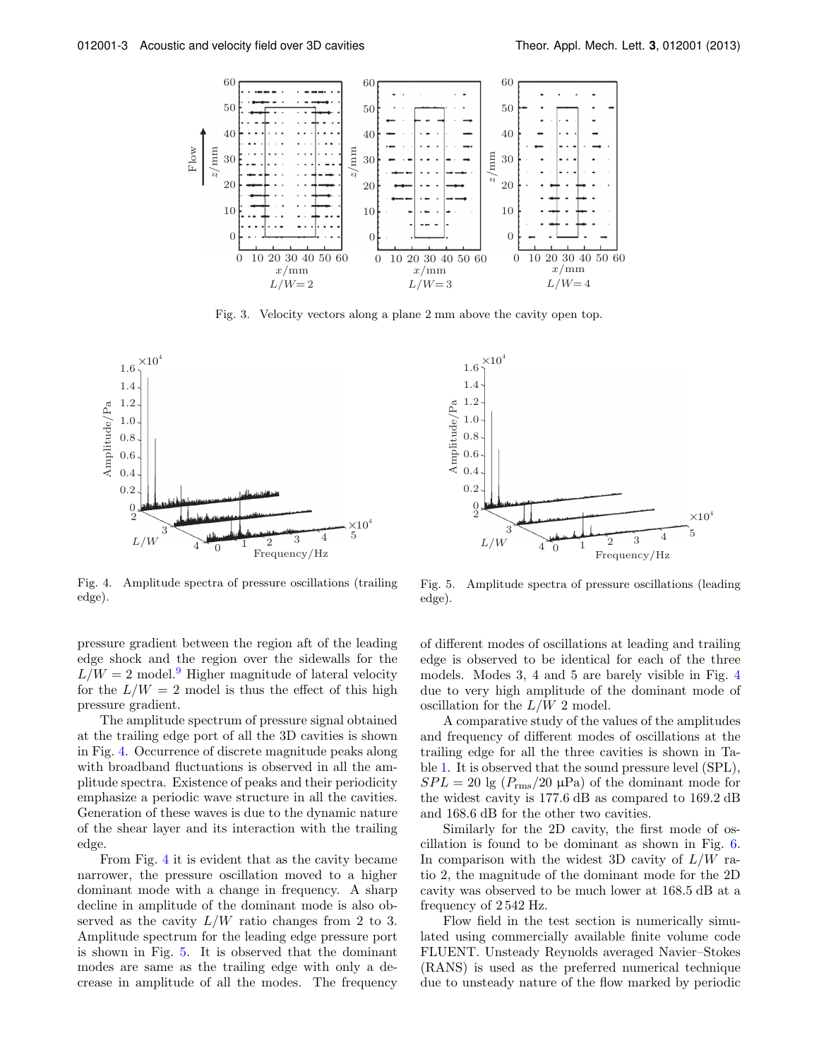Fig. 3. Velocity vectors along a plane 2 mm above the cavity open top.

Fig. 4. Amplitude spectra of pressure oscillations (trailing edge).

Fig. 5. Amplitude spectra of pressure oscillations (leading edge).

pressure gradient between the region aft of the leading edge shock and the region over the sidewalls for the $L/W = 2$ model.[9] Higher magnitude of lateral velocity for the $L/W = 2$ model is thus the effect of this high pressure gradient.

The amplitude spectrum of pressure signal obtained at the trailing edge port of all the 3D cavities is shown in Fig. 4. Occurrence of discrete magnitude peaks along with broadband fluctuations is observed in all the amplitude spectra. Existence of peaks and their periodicity emphasize a periodic wave structure in all the cavities. Generation of these waves is due to the dynamic nature of the shear layer and its interaction with the trailing edge.

From Fig. 4 it is evident that as the cavity became narrower, the pressure oscillation moved to a higher dominant mode with a change in frequency. A sharp decline in amplitude of the dominant mode is also observed as the cavity $L/W$ ratio changes from 2 to 3. Amplitude spectrum for the leading edge pressure port is shown in Fig. 5. It is observed that the dominant modes are same as the trailing edge with only a decrease in amplitude of all the modes. The frequency of different modes of oscillations at leading and trailing edge is observed to be identical for each of the three models. Modes 3, 4 and 5 are barely visible in Fig. 4 due to very high amplitude of the dominant mode of oscillation for the $L/W$ 2 model.

A comparative study of the values of the amplitudes and frequency of different modes of oscillations at the trailing edge for all the three cavities is shown in Table 1. It is observed that the sound pressure level (SPL), $SPL = 20\ \lg\ (P_{\rm rms}/20\ \mu\text{Pa})$ of the dominant mode for the widest cavity is 177.6 dB as compared to 169.2 dB and 168.6 dB for the other two cavities.

Similarly for the 2D cavity, the first mode of oscillation is found to be dominant as shown in Fig. 6. In comparison with the widest 3D cavity of $L/W$ ratio 2, the magnitude of the dominant mode for the 2D cavity was observed to be much lower at 168.5 dB at a frequency of 2 542 Hz.

Flow field in the test section is numerically simulated using commercially available finite volume code FLUENT. Unsteady Reynolds averaged Navier–Stokes (RANS) is used as the preferred numerical technique due to unsteady nature of the flow marked by periodic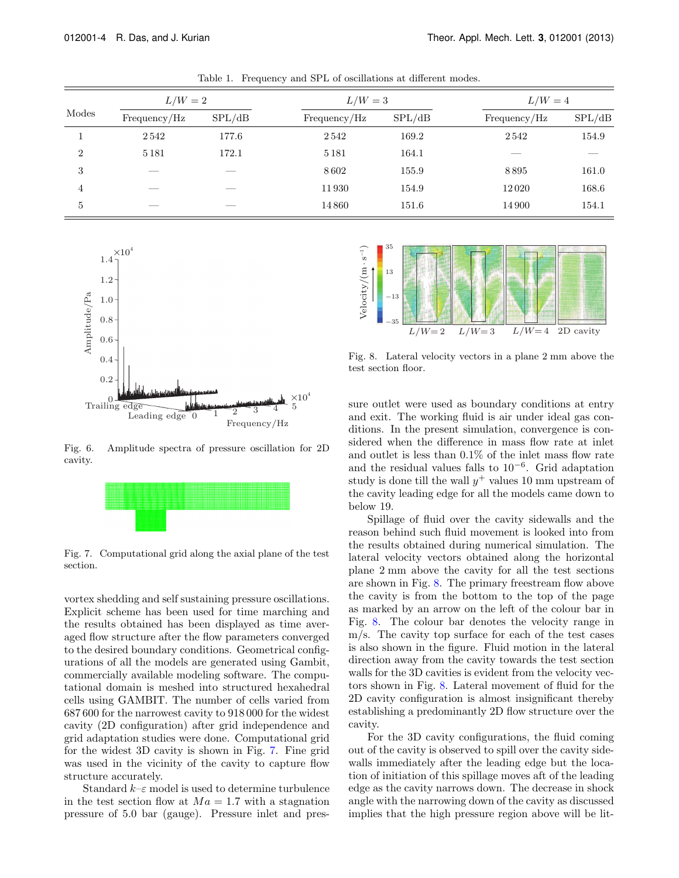Table 1. Frequency and SPL of oscillations at different modes.

| Modes | $L/W = 2$ | | $L/W = 3$ | | $L/W = 4$ | |
|---|---|---|---|---|---|---|
| | Frequency/Hz | SPL/dB | Frequency/Hz | SPL/dB | Frequency/Hz | SPL/dB |
| 1 | 2542 | 177.6 | 2542 | 169.2 | 2542 | 154.9 |
| 2 | 5181 | 172.1 | 5181 | 164.1 | — | — |
| 3 | — | — | 8602 | 155.9 | 8895 | 161.0 |
| 4 | — | — | 11930 | 154.9 | 12020 | 168.6 |
| 5 | — | — | 14860 | 151.6 | 14900 | 154.1 |

Fig. 6. Amplitude spectra of pressure oscillation for 2D cavity.

Fig. 7. Computational grid along the axial plane of the test section.

vortex shedding and self sustaining pressure oscillations. Explicit scheme has been used for time marching and the results obtained has been displayed as time averaged flow structure after the flow parameters converged to the desired boundary conditions. Geometrical configurations of all the models are generated using Gambit, commercially available modeling software. The computational domain is meshed into structured hexahedral cells using GAMBIT. The number of cells varied from 687 600 for the narrowest cavity to 918 000 for the widest cavity (2D configuration) after grid independence and grid adaptation studies were done. Computational grid for the widest 3D cavity is shown in Fig. 7. Fine grid was used in the vicinity of the cavity to capture flow structure accurately.

Standard $k$–$\varepsilon$ model is used to determine turbulence in the test section flow at $Ma = 1.7$ with a stagnation pressure of 5.0 bar (gauge). Pressure inlet and pressure outlet were used as boundary conditions at entry and exit. The working fluid is air under ideal gas conditions. In the present simulation, convergence is considered when the difference in mass flow rate at inlet and outlet is less than 0.1% of the inlet mass flow rate and the residual values falls to $10^{-6}$. Grid adaptation study is done till the wall $y^{+}$ values 10 mm upstream of the cavity leading edge for all the models came down to below 19.

Fig. 8. Lateral velocity vectors in a plane 2 mm above the test section floor.

Spillage of fluid over the cavity sidewalls and the reason behind such fluid movement is looked into from the results obtained during numerical simulation. The lateral velocity vectors obtained along the horizontal plane 2 mm above the cavity for all the test sections are shown in Fig. 8. The primary freestream flow above the cavity is from the bottom to the top of the page as marked by an arrow on the left of the colour bar in Fig. 8. The colour bar denotes the velocity range in m/s. The cavity top surface for each of the test cases is also shown in the figure. Fluid motion in the lateral direction away from the cavity towards the test section walls for the 3D cavities is evident from the velocity vectors shown in Fig. 8. Lateral movement of fluid for the 2D cavity configuration is almost insignificant thereby establishing a predominantly 2D flow structure over the cavity.

For the 3D cavity configurations, the fluid coming out of the cavity is observed to spill over the cavity sidewalls immediately after the leading edge but the location of initiation of this spillage moves aft of the leading edge as the cavity narrows down. The decrease in shock angle with the narrowing down of the cavity as discussed implies that the high pressure region above will be lit-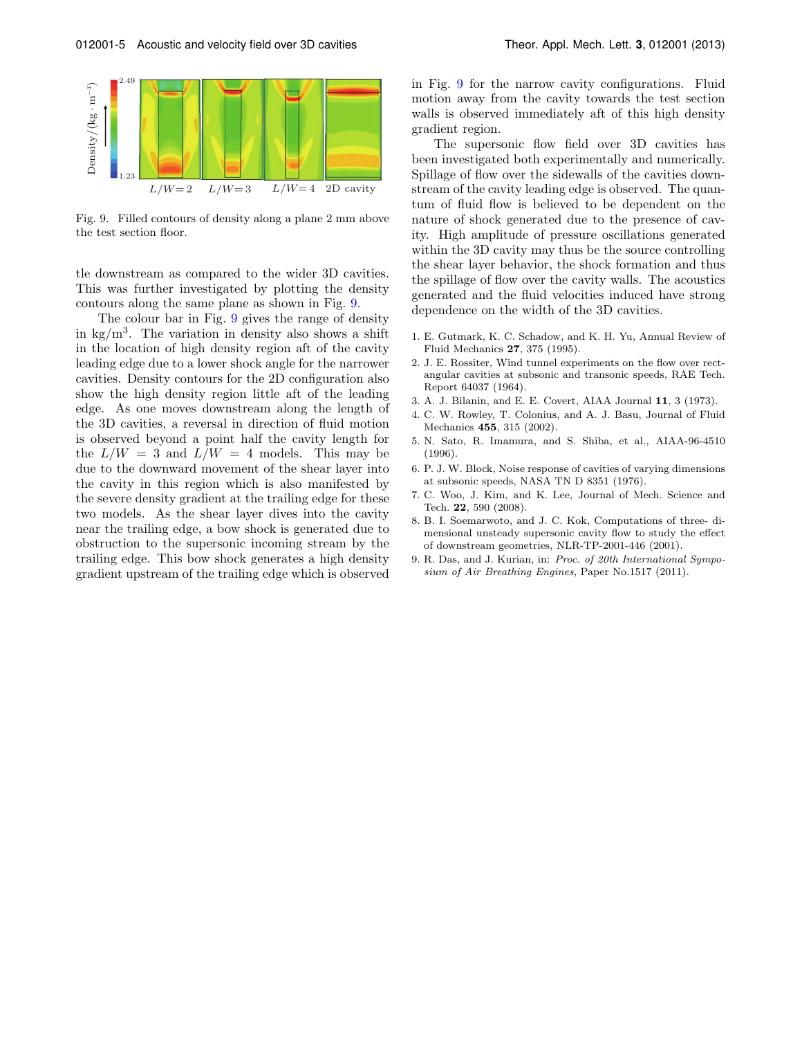Density/(kg · m$^{-3}$)

2.49

1.23

$L/W=2$ $L/W=3$ $L/W=4$ 2D cavity

Fig. 9. Filled contours of density along a plane 2 mm above the test section floor.

tle downstream as compared to the wider 3D cavities. This was further investigated by plotting the density contours along the same plane as shown in Fig. 9.

The colour bar in Fig. 9 gives the range of density in kg/m$^3$. The variation in density also shows a shift in the location of high density region aft of the cavity leading edge due to a lower shock angle for the narrower cavities. Density contours for the 2D configuration also show the high density region little aft of the leading edge. As one moves downstream along the length of the 3D cavities, a reversal in direction of fluid motion is observed beyond a point half the cavity length for the $L/W = 3$ and $L/W = 4$ models. This may be due to the downward movement of the shear layer into the cavity in this region which is also manifested by the severe density gradient at the trailing edge for these two models. As the shear layer dives into the cavity near the trailing edge, a bow shock is generated due to obstruction to the supersonic incoming stream by the trailing edge. This bow shock generates a high density gradient upstream of the trailing edge which is observed in Fig. 9 for the narrow cavity configurations. Fluid motion away from the cavity towards the test section walls is observed immediately aft of this high density gradient region.

The supersonic flow field over 3D cavities has been investigated both experimentally and numerically. Spillage of flow over the sidewalls of the cavities downstream of the cavity leading edge is observed. The quantum of fluid flow is believed to be dependent on the nature of shock generated due to the presence of cavity. High amplitude of pressure oscillations generated within the 3D cavity may thus be the source controlling the shear layer behavior, the shock formation and thus the spillage of flow over the cavity walls. The acoustics generated and the fluid velocities induced have strong dependence on the width of the 3D cavities.

1. E. Gutmark, K. C. Schadow, and K. H. Yu, Annual Review of Fluid Mechanics **27**, 375 (1995).
2. J. E. Rossiter, Wind tunnel experiments on the flow over rectangular cavities at subsonic and transonic speeds, RAE Tech. Report 64037 (1964).
3. A. J. Bilanin, and E. E. Covert, AIAA Journal **11**, 3 (1973).
4. C. W. Rowley, T. Colonius, and A. J. Basu, Journal of Fluid Mechanics **455**, 315 (2002).
5. N. Sato, R. Imamura, and S. Shiba, et al., AIAA-96-4510 (1996).
6. P. J. W. Block, Noise response of cavities of varying dimensions at subsonic speeds, NASA TN D 8351 (1976).
7. C. Woo, J. Kim, and K. Lee, Journal of Mech. Science and Tech. **22**, 590 (2008).
8. B. I. Soemarwoto, and J. C. Kok, Computations of three- dimensional unsteady supersonic cavity flow to study the effect of downstream geometries, NLR-TP-2001-446 (2001).
9. R. Das, and J. Kurian, in: *Proc. of 20th International Symposium of Air Breathing Engines*, Paper No.1517 (2011).